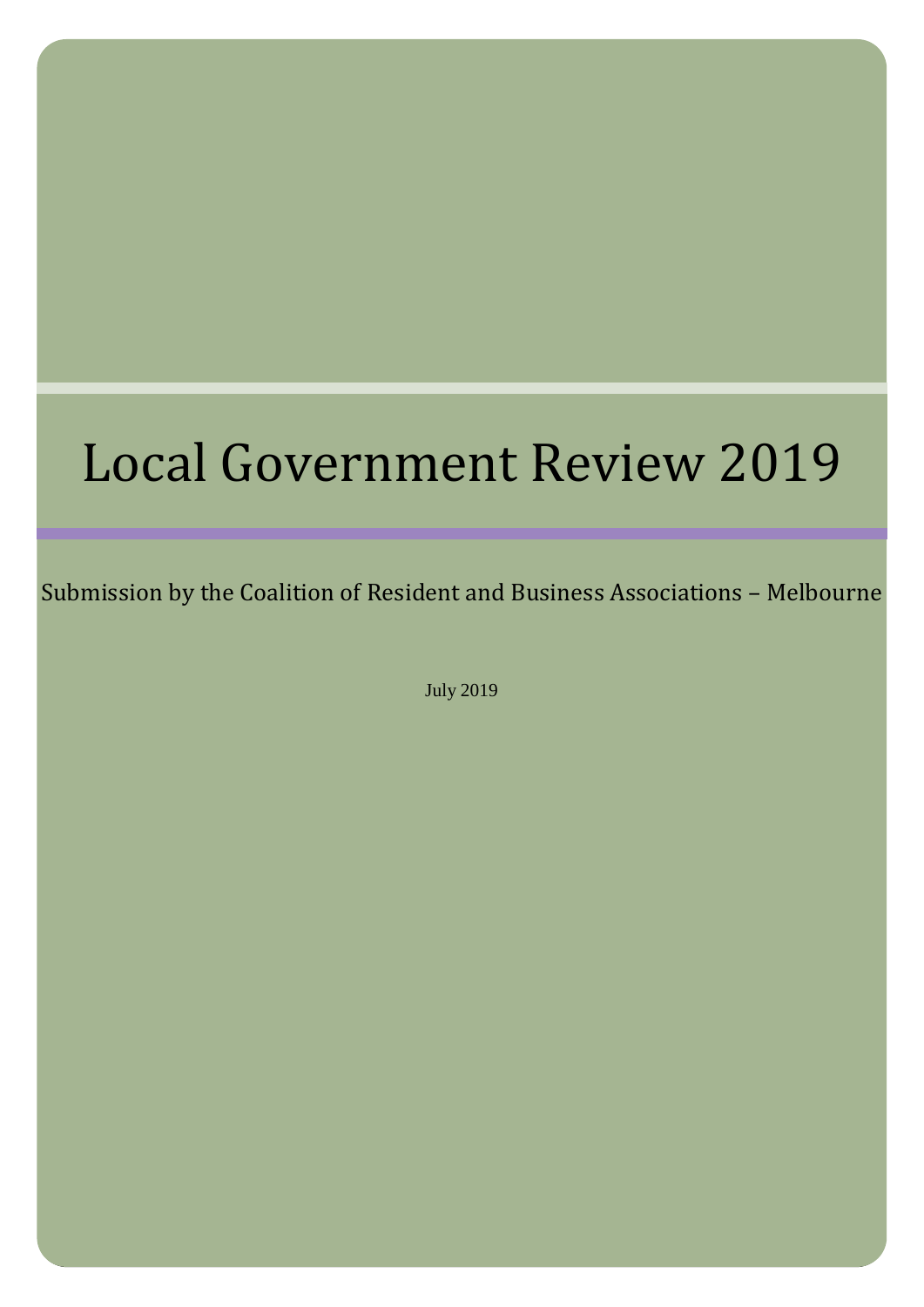# Local Government Review 2019

Submission by the Coalition of Resident and Business Associations – Melbourne

July 2019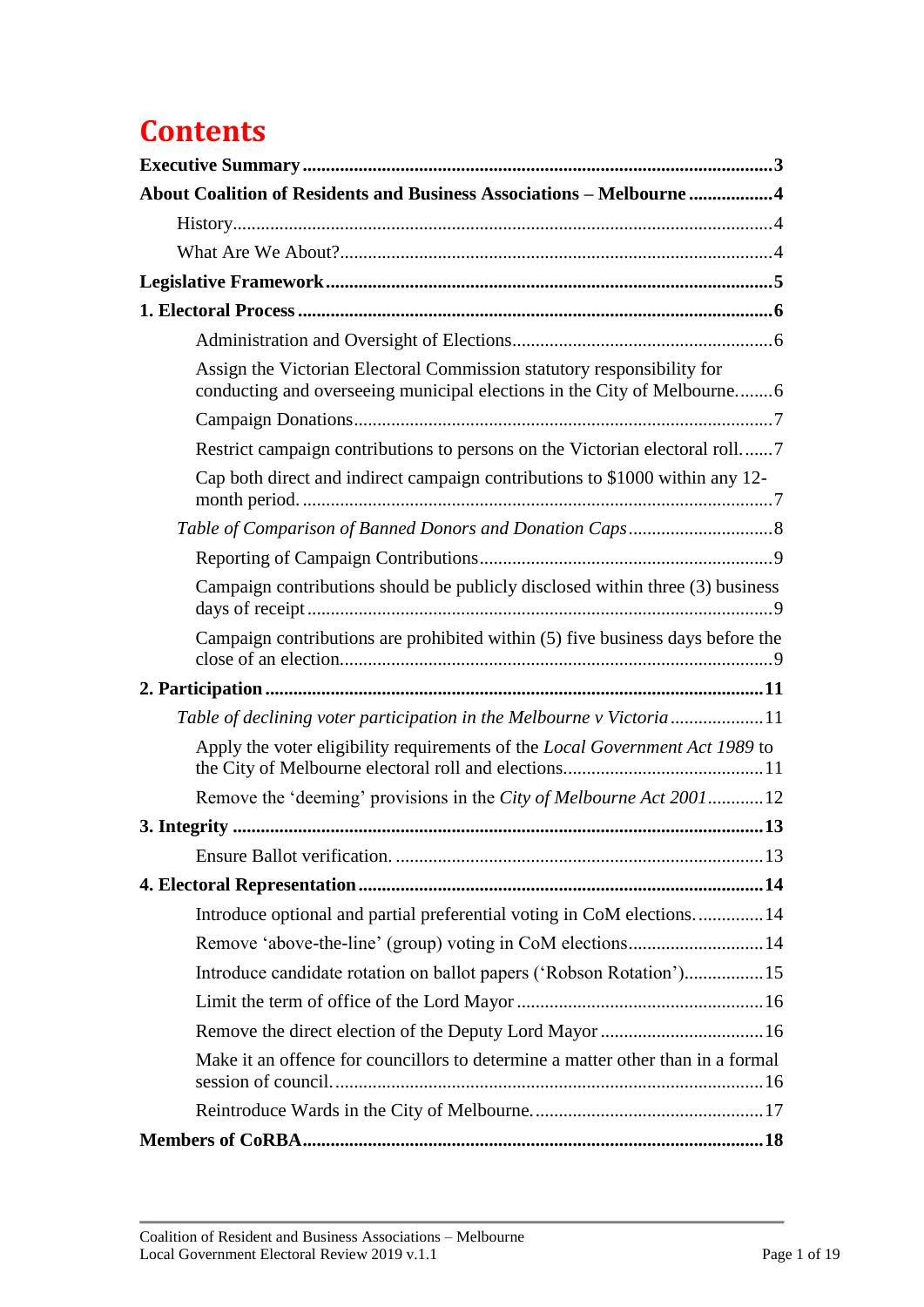# Contents

**Executive Summary** ..... **3**

**About Coalition of Residents and Business Associations – Melbourne** ..... **4**

- History ..... 4
- What Are We About? ..... 4

**Legislative Framework** ..... **5**

**1. Electoral Process** ..... **6**

- Administration and Oversight of Elections ..... 6
  - Assign the Victorian Electoral Commission statutory responsibility for conducting and overseeing municipal elections in the City of Melbourne. ..... 6
- Campaign Donations ..... 7
  - Restrict campaign contributions to persons on the Victorian electoral roll. ..... 7
  - Cap both direct and indirect campaign contributions to $1000 within any 12-month period. ..... 7
- *Table of Comparison of Banned Donors and Donation Caps* ..... 8
- Reporting of Campaign Contributions ..... 9
  - Campaign contributions should be publicly disclosed within three (3) business days of receipt ..... 9
  - Campaign contributions are prohibited within (5) five business days before the close of an election. ..... 9

**2. Participation** ..... **11**

- *Table of declining voter participation in the Melbourne v Victoria* ..... 11
  - Apply the voter eligibility requirements of the *Local Government Act 1989* to the City of Melbourne electoral roll and elections. ..... 11
  - Remove the 'deeming' provisions in the *City of Melbourne Act 2001* ..... 12

**3. Integrity** ..... **13**

- Ensure Ballot verification. ..... 13

**4. Electoral Representation** ..... **14**

- Introduce optional and partial preferential voting in CoM elections. ..... 14
- Remove 'above-the-line' (group) voting in CoM elections ..... 14
- Introduce candidate rotation on ballot papers ('Robson Rotation') ..... 15
- Limit the term of office of the Lord Mayor ..... 16
- Remove the direct election of the Deputy Lord Mayor ..... 16
- Make it an offence for councillors to determine a matter other than in a formal session of council. ..... 16
- Reintroduce Wards in the City of Melbourne. ..... 17

**Members of CoRBA** ..... **18**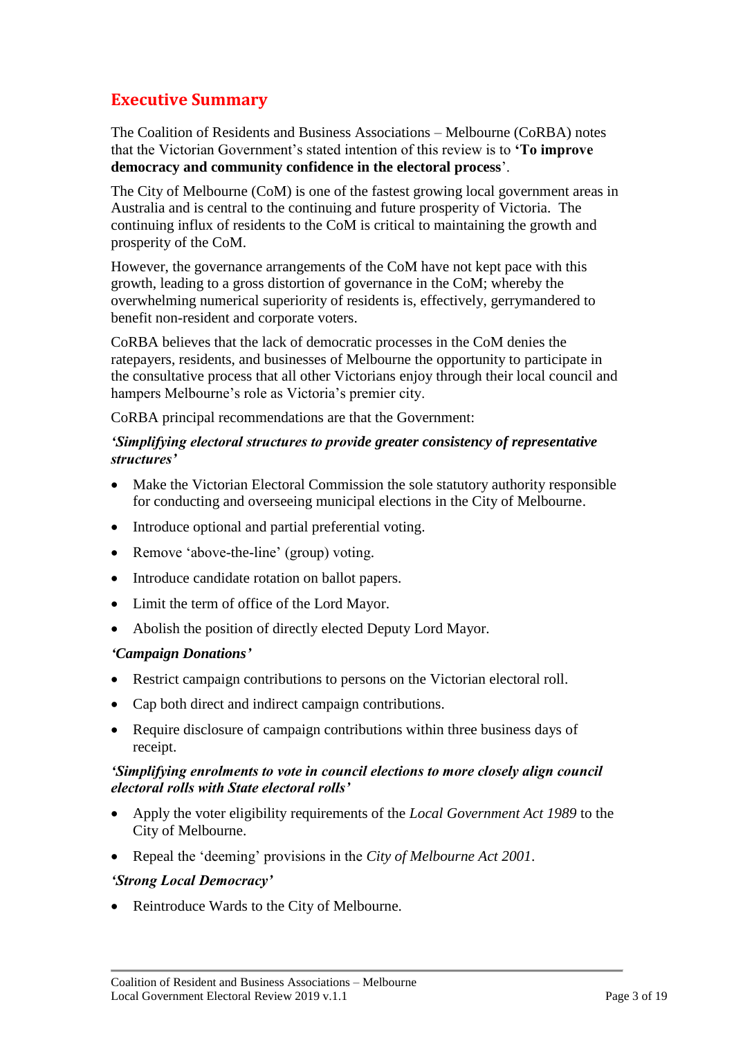## Executive Summary

The Coalition of Residents and Business Associations – Melbourne (CoRBA) notes that the Victorian Government's stated intention of this review is to **'To improve democracy and community confidence in the electoral process**'.

The City of Melbourne (CoM) is one of the fastest growing local government areas in Australia and is central to the continuing and future prosperity of Victoria. The continuing influx of residents to the CoM is critical to maintaining the growth and prosperity of the CoM.

However, the governance arrangements of the CoM have not kept pace with this growth, leading to a gross distortion of governance in the CoM; whereby the overwhelming numerical superiority of residents is, effectively, gerrymandered to benefit non-resident and corporate voters.

CoRBA believes that the lack of democratic processes in the CoM denies the ratepayers, residents, and businesses of Melbourne the opportunity to participate in the consultative process that all other Victorians enjoy through their local council and hampers Melbourne's role as Victoria's premier city.

CoRBA principal recommendations are that the Government:

***'Simplifying electoral structures to provide greater consistency of representative structures'***

- Make the Victorian Electoral Commission the sole statutory authority responsible for conducting and overseeing municipal elections in the City of Melbourne.
- Introduce optional and partial preferential voting.
- Remove 'above-the-line' (group) voting.
- Introduce candidate rotation on ballot papers.
- Limit the term of office of the Lord Mayor.
- Abolish the position of directly elected Deputy Lord Mayor.

***'Campaign Donations'***

- Restrict campaign contributions to persons on the Victorian electoral roll.
- Cap both direct and indirect campaign contributions.
- Require disclosure of campaign contributions within three business days of receipt.

***'Simplifying enrolments to vote in council elections to more closely align council electoral rolls with State electoral rolls'***

- Apply the voter eligibility requirements of the *Local Government Act 1989* to the City of Melbourne.
- Repeal the 'deeming' provisions in the *City of Melbourne Act 2001*.

***'Strong Local Democracy'***

- Reintroduce Wards to the City of Melbourne.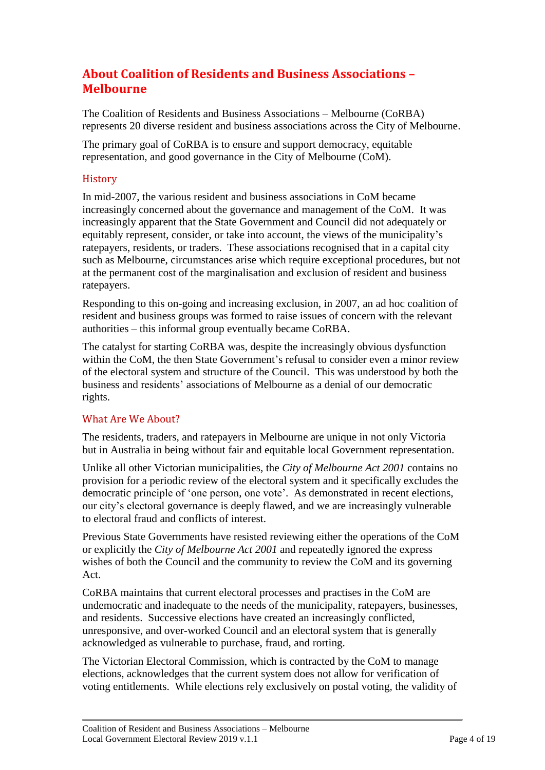## About Coalition of Residents and Business Associations – Melbourne

The Coalition of Residents and Business Associations – Melbourne (CoRBA) represents 20 diverse resident and business associations across the City of Melbourne.

The primary goal of CoRBA is to ensure and support democracy, equitable representation, and good governance in the City of Melbourne (CoM).

### History

In mid-2007, the various resident and business associations in CoM became increasingly concerned about the governance and management of the CoM. It was increasingly apparent that the State Government and Council did not adequately or equitably represent, consider, or take into account, the views of the municipality's ratepayers, residents, or traders. These associations recognised that in a capital city such as Melbourne, circumstances arise which require exceptional procedures, but not at the permanent cost of the marginalisation and exclusion of resident and business ratepayers.

Responding to this on-going and increasing exclusion, in 2007, an ad hoc coalition of resident and business groups was formed to raise issues of concern with the relevant authorities – this informal group eventually became CoRBA.

The catalyst for starting CoRBA was, despite the increasingly obvious dysfunction within the CoM, the then State Government's refusal to consider even a minor review of the electoral system and structure of the Council. This was understood by both the business and residents' associations of Melbourne as a denial of our democratic rights.

### What Are We About?

The residents, traders, and ratepayers in Melbourne are unique in not only Victoria but in Australia in being without fair and equitable local Government representation.

Unlike all other Victorian municipalities, the *City of Melbourne Act 2001* contains no provision for a periodic review of the electoral system and it specifically excludes the democratic principle of 'one person, one vote'. As demonstrated in recent elections, our city's electoral governance is deeply flawed, and we are increasingly vulnerable to electoral fraud and conflicts of interest.

Previous State Governments have resisted reviewing either the operations of the CoM or explicitly the *City of Melbourne Act 2001* and repeatedly ignored the express wishes of both the Council and the community to review the CoM and its governing Act.

CoRBA maintains that current electoral processes and practises in the CoM are undemocratic and inadequate to the needs of the municipality, ratepayers, businesses, and residents. Successive elections have created an increasingly conflicted, unresponsive, and over-worked Council and an electoral system that is generally acknowledged as vulnerable to purchase, fraud, and rorting.

The Victorian Electoral Commission, which is contracted by the CoM to manage elections, acknowledges that the current system does not allow for verification of voting entitlements. While elections rely exclusively on postal voting, the validity of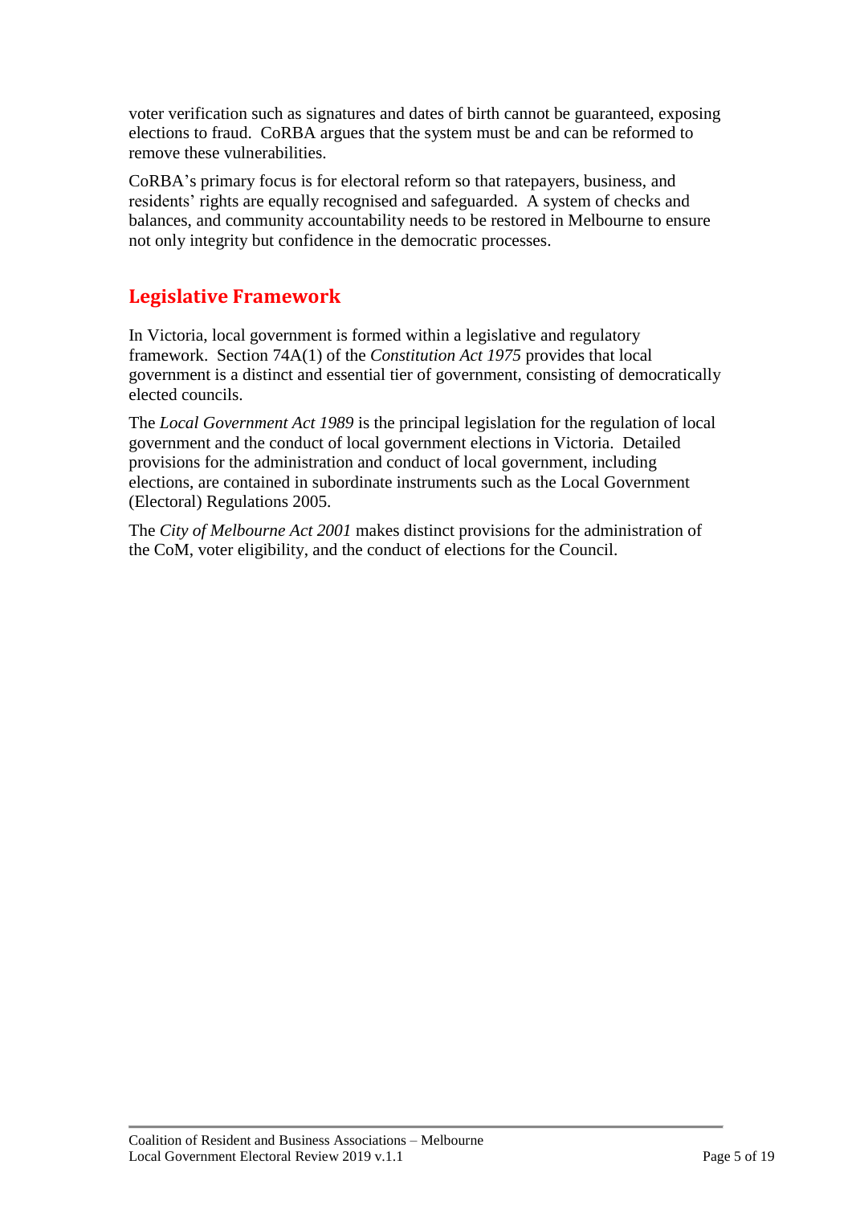voter verification such as signatures and dates of birth cannot be guaranteed, exposing elections to fraud. CoRBA argues that the system must be and can be reformed to remove these vulnerabilities.

CoRBA's primary focus is for electoral reform so that ratepayers, business, and residents' rights are equally recognised and safeguarded. A system of checks and balances, and community accountability needs to be restored in Melbourne to ensure not only integrity but confidence in the democratic processes.

## Legislative Framework

In Victoria, local government is formed within a legislative and regulatory framework. Section 74A(1) of the *Constitution Act 1975* provides that local government is a distinct and essential tier of government, consisting of democratically elected councils.

The *Local Government Act 1989* is the principal legislation for the regulation of local government and the conduct of local government elections in Victoria. Detailed provisions for the administration and conduct of local government, including elections, are contained in subordinate instruments such as the Local Government (Electoral) Regulations 2005.

The *City of Melbourne Act 2001* makes distinct provisions for the administration of the CoM, voter eligibility, and the conduct of elections for the Council.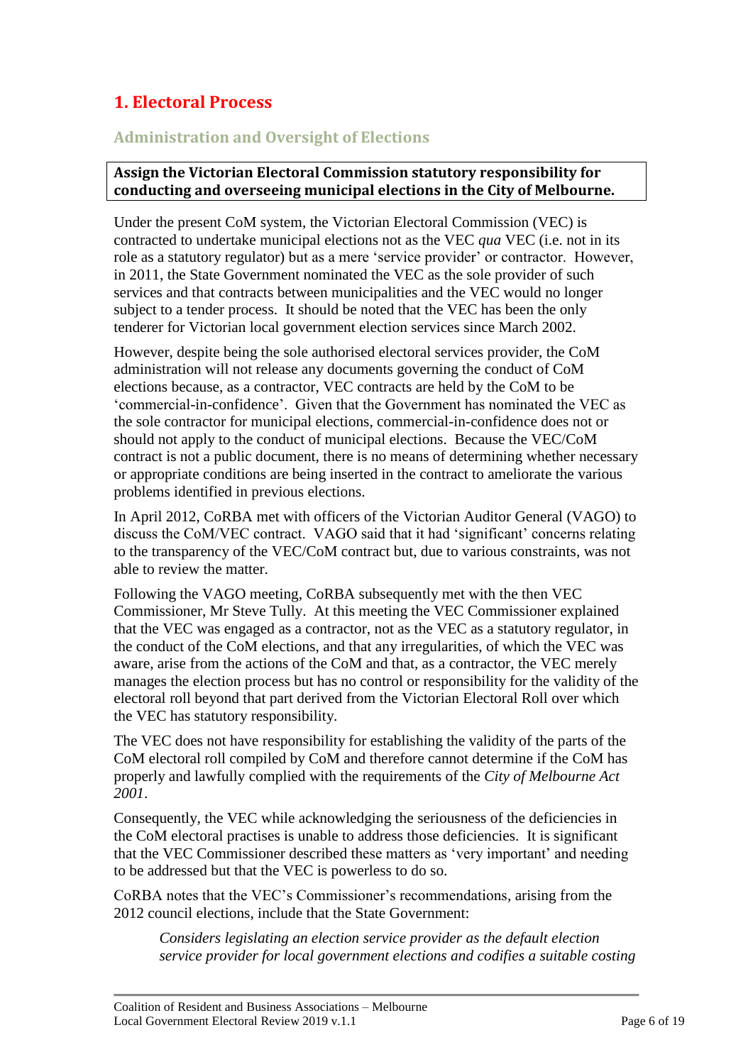# 1. Electoral Process

## Administration and Oversight of Elections

**Assign the Victorian Electoral Commission statutory responsibility for conducting and overseeing municipal elections in the City of Melbourne.**

Under the present CoM system, the Victorian Electoral Commission (VEC) is contracted to undertake municipal elections not as the VEC *qua* VEC (i.e. not in its role as a statutory regulator) but as a mere 'service provider' or contractor. However, in 2011, the State Government nominated the VEC as the sole provider of such services and that contracts between municipalities and the VEC would no longer subject to a tender process. It should be noted that the VEC has been the only tenderer for Victorian local government election services since March 2002.

However, despite being the sole authorised electoral services provider, the CoM administration will not release any documents governing the conduct of CoM elections because, as a contractor, VEC contracts are held by the CoM to be 'commercial-in-confidence'. Given that the Government has nominated the VEC as the sole contractor for municipal elections, commercial-in-confidence does not or should not apply to the conduct of municipal elections. Because the VEC/CoM contract is not a public document, there is no means of determining whether necessary or appropriate conditions are being inserted in the contract to ameliorate the various problems identified in previous elections.

In April 2012, CoRBA met with officers of the Victorian Auditor General (VAGO) to discuss the CoM/VEC contract. VAGO said that it had 'significant' concerns relating to the transparency of the VEC/CoM contract but, due to various constraints, was not able to review the matter.

Following the VAGO meeting, CoRBA subsequently met with the then VEC Commissioner, Mr Steve Tully. At this meeting the VEC Commissioner explained that the VEC was engaged as a contractor, not as the VEC as a statutory regulator, in the conduct of the CoM elections, and that any irregularities, of which the VEC was aware, arise from the actions of the CoM and that, as a contractor, the VEC merely manages the election process but has no control or responsibility for the validity of the electoral roll beyond that part derived from the Victorian Electoral Roll over which the VEC has statutory responsibility.

The VEC does not have responsibility for establishing the validity of the parts of the CoM electoral roll compiled by CoM and therefore cannot determine if the CoM has properly and lawfully complied with the requirements of the *City of Melbourne Act 2001*.

Consequently, the VEC while acknowledging the seriousness of the deficiencies in the CoM electoral practises is unable to address those deficiencies. It is significant that the VEC Commissioner described these matters as 'very important' and needing to be addressed but that the VEC is powerless to do so.

CoRBA notes that the VEC's Commissioner's recommendations, arising from the 2012 council elections, include that the State Government:

> *Considers legislating an election service provider as the default election service provider for local government elections and codifies a suitable costing*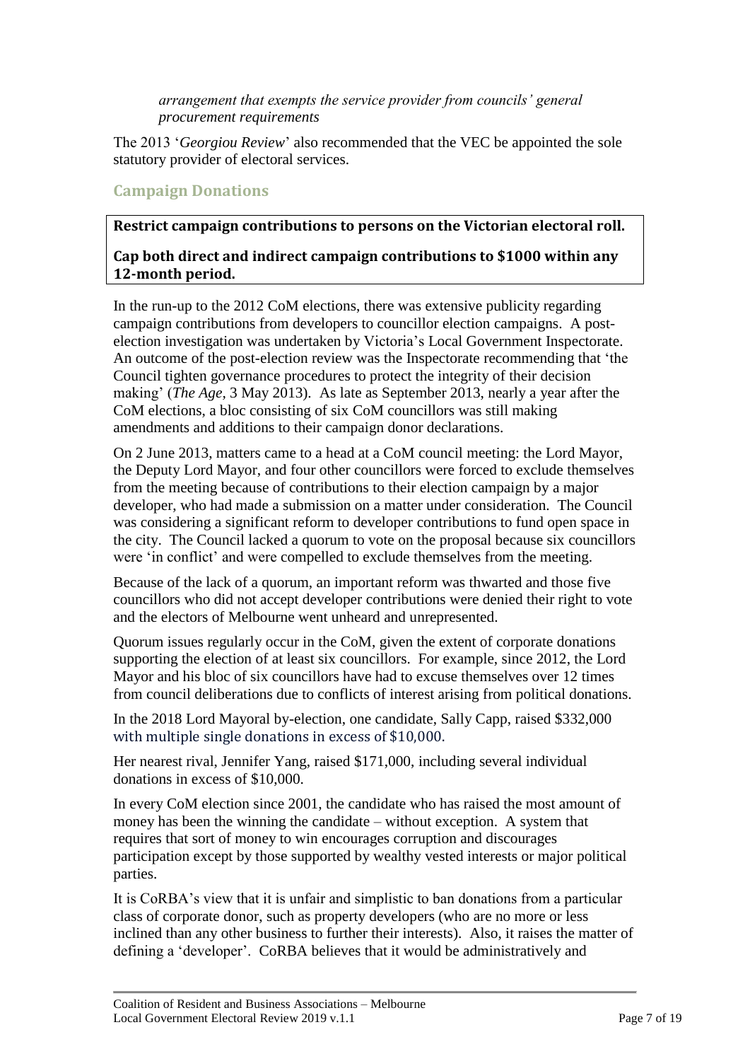*arrangement that exempts the service provider from councils' general procurement requirements*

The 2013 '*Georgiou Review*' also recommended that the VEC be appointed the sole statutory provider of electoral services.

## Campaign Donations

**Restrict campaign contributions to persons on the Victorian electoral roll.**

**Cap both direct and indirect campaign contributions to $1000 within any 12-month period.**

In the run-up to the 2012 CoM elections, there was extensive publicity regarding campaign contributions from developers to councillor election campaigns. A post-election investigation was undertaken by Victoria's Local Government Inspectorate. An outcome of the post-election review was the Inspectorate recommending that 'the Council tighten governance procedures to protect the integrity of their decision making' (*The Age*, 3 May 2013). As late as September 2013, nearly a year after the CoM elections, a bloc consisting of six CoM councillors was still making amendments and additions to their campaign donor declarations.

On 2 June 2013, matters came to a head at a CoM council meeting: the Lord Mayor, the Deputy Lord Mayor, and four other councillors were forced to exclude themselves from the meeting because of contributions to their election campaign by a major developer, who had made a submission on a matter under consideration. The Council was considering a significant reform to developer contributions to fund open space in the city. The Council lacked a quorum to vote on the proposal because six councillors were 'in conflict' and were compelled to exclude themselves from the meeting.

Because of the lack of a quorum, an important reform was thwarted and those five councillors who did not accept developer contributions were denied their right to vote and the electors of Melbourne went unheard and unrepresented.

Quorum issues regularly occur in the CoM, given the extent of corporate donations supporting the election of at least six councillors. For example, since 2012, the Lord Mayor and his bloc of six councillors have had to excuse themselves over 12 times from council deliberations due to conflicts of interest arising from political donations.

In the 2018 Lord Mayoral by-election, one candidate, Sally Capp, raised $332,000 with multiple single donations in excess of $10,000.

Her nearest rival, Jennifer Yang, raised $171,000, including several individual donations in excess of $10,000.

In every CoM election since 2001, the candidate who has raised the most amount of money has been the winning the candidate – without exception. A system that requires that sort of money to win encourages corruption and discourages participation except by those supported by wealthy vested interests or major political parties.

It is CoRBA's view that it is unfair and simplistic to ban donations from a particular class of corporate donor, such as property developers (who are no more or less inclined than any other business to further their interests). Also, it raises the matter of defining a 'developer'. CoRBA believes that it would be administratively and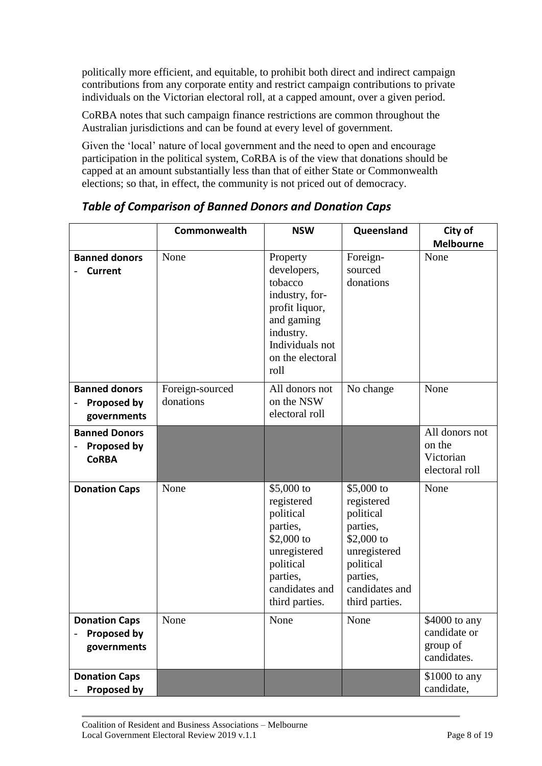politically more efficient, and equitable, to prohibit both direct and indirect campaign contributions from any corporate entity and restrict campaign contributions to private individuals on the Victorian electoral roll, at a capped amount, over a given period.

CoRBA notes that such campaign finance restrictions are common throughout the Australian jurisdictions and can be found at every level of government.

Given the 'local' nature of local government and the need to open and encourage participation in the political system, CoRBA is of the view that donations should be capped at an amount substantially less than that of either State or Commonwealth elections; so that, in effect, the community is not priced out of democracy.

## *Table of Comparison of Banned Donors and Donation Caps*

| | **Commonwealth** | **NSW** | **Queensland** | **City of Melbourne** |
|---|---|---|---|---|
| **Banned donors - Current** | None | Property developers, tobacco industry, for-profit liquor, and gaming industry. Individuals not on the electoral roll | Foreign-sourced donations | None |
| **Banned donors - Proposed by governments** | Foreign-sourced donations | All donors not on the NSW electoral roll | No change | None |
| **Banned Donors - Proposed by CoRBA** | | | | All donors not on the Victorian electoral roll |
| **Donation Caps** | None | $5,000 to registered political parties, $2,000 to unregistered political parties, candidates and third parties. | $5,000 to registered political parties, $2,000 to unregistered political parties, candidates and third parties. | None |
| **Donation Caps - Proposed by governments** | None | None | None | $4000 to any candidate or group of candidates. |
| **Donation Caps - Proposed by** | | | | $1000 to any candidate, |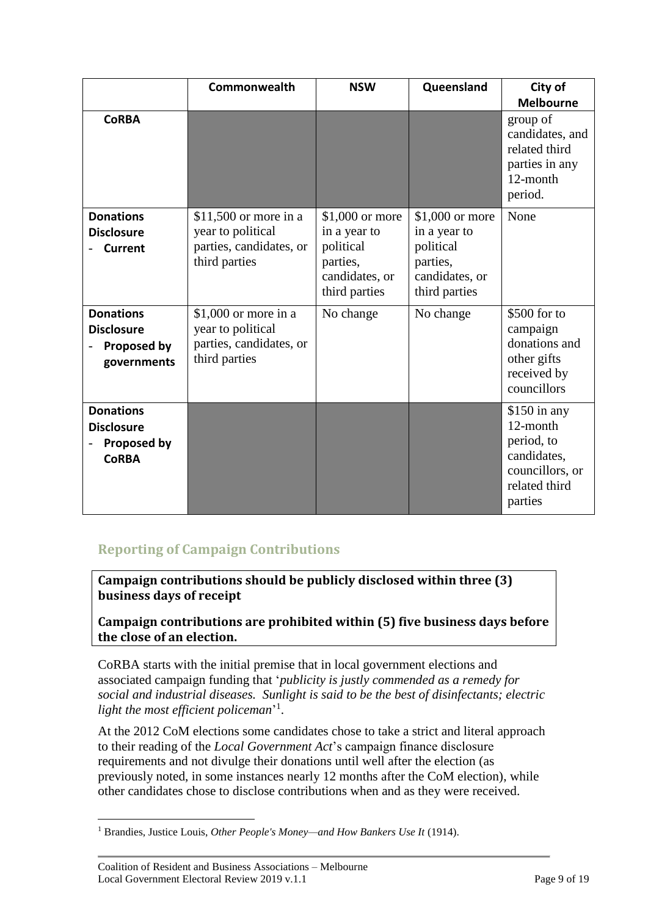| | Commonwealth | NSW | Queensland | City of Melbourne |
|---|---|---|---|---|
| **CoRBA** | | | | group of candidates, and related third parties in any 12-month period. |
| **Donations Disclosure - Current** | $11,500 or more in a year to political parties, candidates, or third parties | $1,000 or more in a year to political parties, candidates, or third parties | $1,000 or more in a year to political parties, candidates, or third parties | None |
| **Donations Disclosure - Proposed by governments** | $1,000 or more in a year to political parties, candidates, or third parties | No change | No change | $500 for to campaign donations and other gifts received by councillors |
| **Donations Disclosure - Proposed by CoRBA** | | | | $150 in any 12-month period, to candidates, councillors, or related third parties |

## Reporting of Campaign Contributions

**Campaign contributions should be publicly disclosed within three (3) business days of receipt**

**Campaign contributions are prohibited within (5) five business days before the close of an election.**

CoRBA starts with the initial premise that in local government elections and associated campaign funding that '*publicity is justly commended as a remedy for social and industrial diseases. Sunlight is said to be the best of disinfectants; electric light the most efficient policeman*'[1].

At the 2012 CoM elections some candidates chose to take a strict and literal approach to their reading of the *Local Government Act*'s campaign finance disclosure requirements and not divulge their donations until well after the election (as previously noted, in some instances nearly 12 months after the CoM election), while other candidates chose to disclose contributions when and as they were received.

[1] Brandies, Justice Louis, *Other People's Money—and How Bankers Use It* (1914).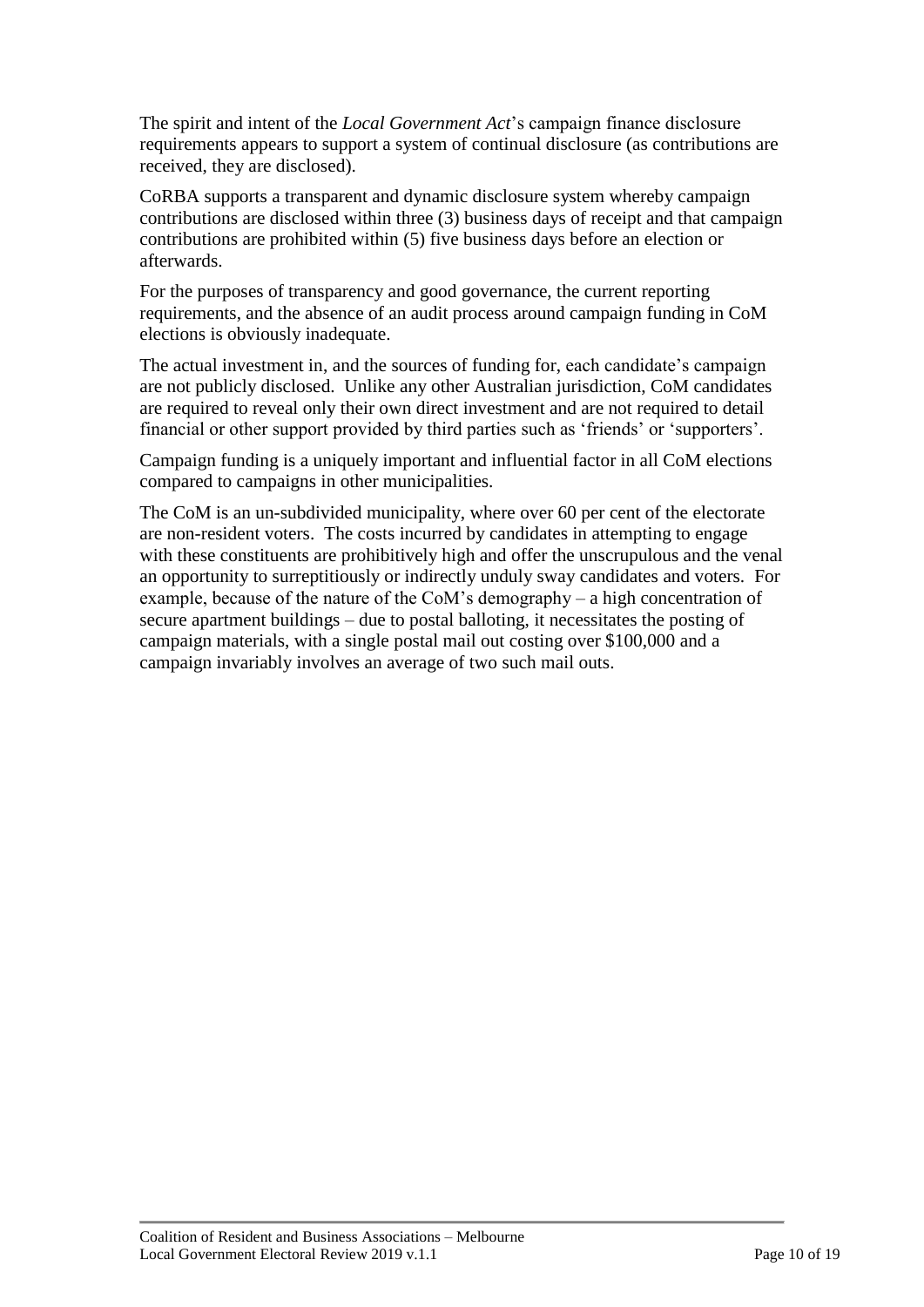The spirit and intent of the *Local Government Act*'s campaign finance disclosure requirements appears to support a system of continual disclosure (as contributions are received, they are disclosed).

CoRBA supports a transparent and dynamic disclosure system whereby campaign contributions are disclosed within three (3) business days of receipt and that campaign contributions are prohibited within (5) five business days before an election or afterwards.

For the purposes of transparency and good governance, the current reporting requirements, and the absence of an audit process around campaign funding in CoM elections is obviously inadequate.

The actual investment in, and the sources of funding for, each candidate's campaign are not publicly disclosed. Unlike any other Australian jurisdiction, CoM candidates are required to reveal only their own direct investment and are not required to detail financial or other support provided by third parties such as 'friends' or 'supporters'.

Campaign funding is a uniquely important and influential factor in all CoM elections compared to campaigns in other municipalities.

The CoM is an un-subdivided municipality, where over 60 per cent of the electorate are non-resident voters. The costs incurred by candidates in attempting to engage with these constituents are prohibitively high and offer the unscrupulous and the venal an opportunity to surreptitiously or indirectly unduly sway candidates and voters. For example, because of the nature of the CoM's demography – a high concentration of secure apartment buildings – due to postal balloting, it necessitates the posting of campaign materials, with a single postal mail out costing over $100,000 and a campaign invariably involves an average of two such mail outs.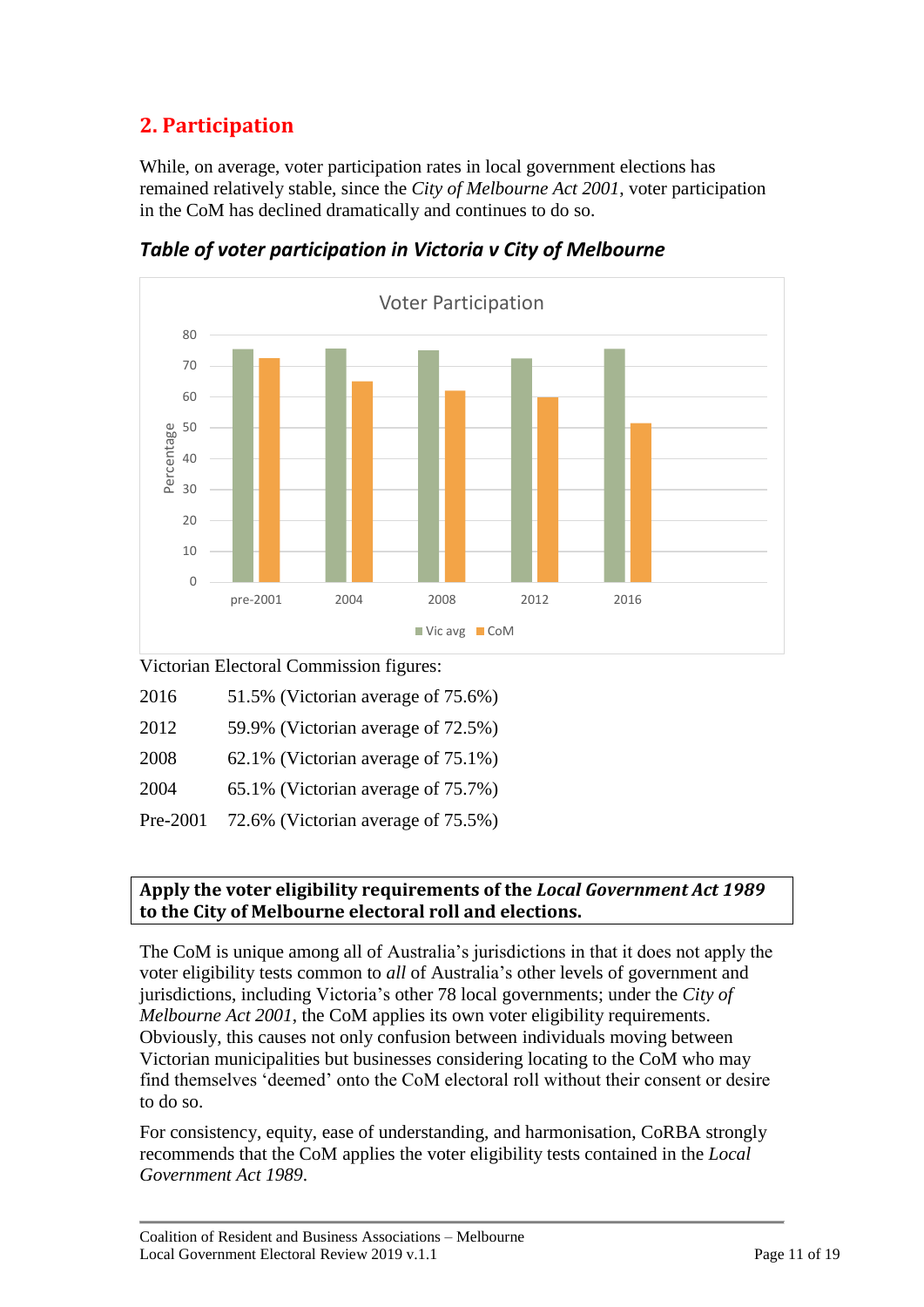## 2. Participation

While, on average, voter participation rates in local government elections has remained relatively stable, since the *City of Melbourne Act 2001*, voter participation in the CoM has declined dramatically and continues to do so.

### *Table of voter participation in Victoria v City of Melbourne*

Voter Participation

Victorian Electoral Commission figures:

| | |
|---|---|
| 2016 | 51.5% (Victorian average of 75.6%) |
| 2012 | 59.9% (Victorian average of 72.5%) |
| 2008 | 62.1% (Victorian average of 75.1%) |
| 2004 | 65.1% (Victorian average of 75.7%) |
| Pre-2001 | 72.6% (Victorian average of 75.5%) |

**Apply the voter eligibility requirements of the *Local Government Act 1989* to the City of Melbourne electoral roll and elections.**

The CoM is unique among all of Australia's jurisdictions in that it does not apply the voter eligibility tests common to *all* of Australia's other levels of government and jurisdictions, including Victoria's other 78 local governments; under the *City of Melbourne Act 2001*, the CoM applies its own voter eligibility requirements. Obviously, this causes not only confusion between individuals moving between Victorian municipalities but businesses considering locating to the CoM who may find themselves 'deemed' onto the CoM electoral roll without their consent or desire to do so.

For consistency, equity, ease of understanding, and harmonisation, CoRBA strongly recommends that the CoM applies the voter eligibility tests contained in the *Local Government Act 1989*.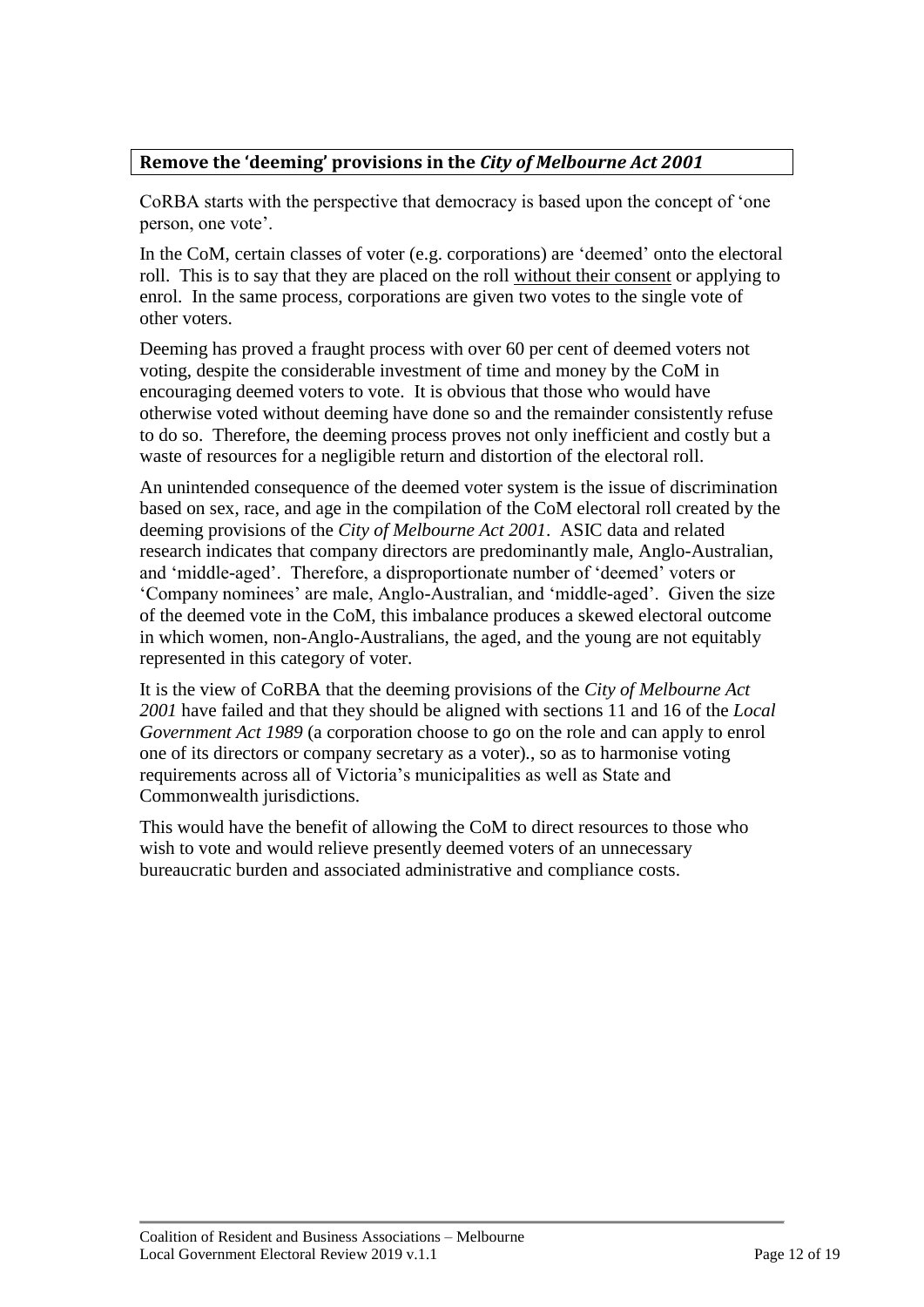## Remove the 'deeming' provisions in the *City of Melbourne Act 2001*

CoRBA starts with the perspective that democracy is based upon the concept of 'one person, one vote'.

In the CoM, certain classes of voter (e.g. corporations) are 'deemed' onto the electoral roll. This is to say that they are placed on the roll <u>without their consent</u> or applying to enrol. In the same process, corporations are given two votes to the single vote of other voters.

Deeming has proved a fraught process with over 60 per cent of deemed voters not voting, despite the considerable investment of time and money by the CoM in encouraging deemed voters to vote. It is obvious that those who would have otherwise voted without deeming have done so and the remainder consistently refuse to do so. Therefore, the deeming process proves not only inefficient and costly but a waste of resources for a negligible return and distortion of the electoral roll.

An unintended consequence of the deemed voter system is the issue of discrimination based on sex, race, and age in the compilation of the CoM electoral roll created by the deeming provisions of the *City of Melbourne Act 2001*. ASIC data and related research indicates that company directors are predominantly male, Anglo-Australian, and 'middle-aged'. Therefore, a disproportionate number of 'deemed' voters or 'Company nominees' are male, Anglo-Australian, and 'middle-aged'. Given the size of the deemed vote in the CoM, this imbalance produces a skewed electoral outcome in which women, non-Anglo-Australians, the aged, and the young are not equitably represented in this category of voter.

It is the view of CoRBA that the deeming provisions of the *City of Melbourne Act 2001* have failed and that they should be aligned with sections 11 and 16 of the *Local Government Act 1989* (a corporation choose to go on the role and can apply to enrol one of its directors or company secretary as a voter)., so as to harmonise voting requirements across all of Victoria's municipalities as well as State and Commonwealth jurisdictions.

This would have the benefit of allowing the CoM to direct resources to those who wish to vote and would relieve presently deemed voters of an unnecessary bureaucratic burden and associated administrative and compliance costs.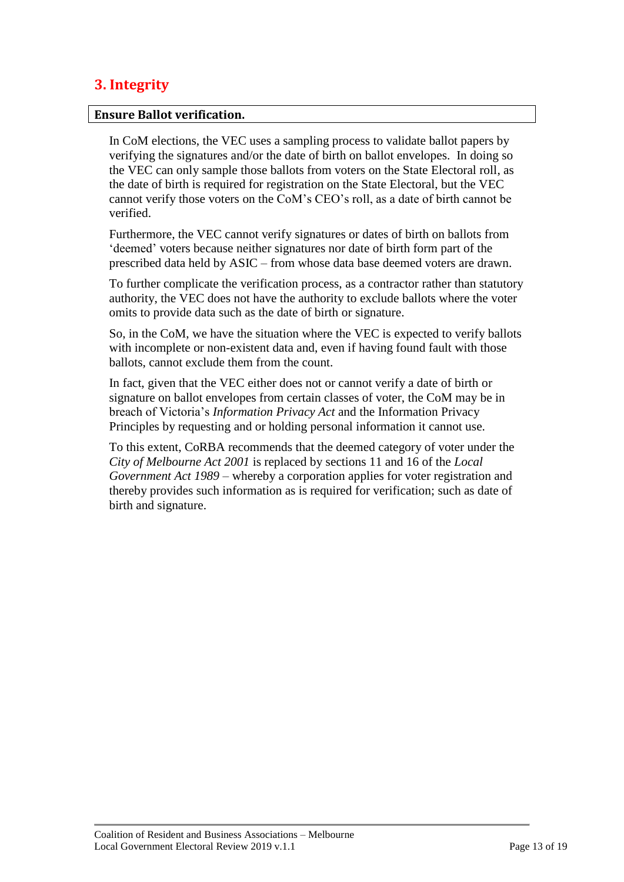## 3. Integrity

**Ensure Ballot verification.**

In CoM elections, the VEC uses a sampling process to validate ballot papers by verifying the signatures and/or the date of birth on ballot envelopes. In doing so the VEC can only sample those ballots from voters on the State Electoral roll, as the date of birth is required for registration on the State Electoral, but the VEC cannot verify those voters on the CoM's CEO's roll, as a date of birth cannot be verified.

Furthermore, the VEC cannot verify signatures or dates of birth on ballots from 'deemed' voters because neither signatures nor date of birth form part of the prescribed data held by ASIC – from whose data base deemed voters are drawn.

To further complicate the verification process, as a contractor rather than statutory authority, the VEC does not have the authority to exclude ballots where the voter omits to provide data such as the date of birth or signature.

So, in the CoM, we have the situation where the VEC is expected to verify ballots with incomplete or non-existent data and, even if having found fault with those ballots, cannot exclude them from the count.

In fact, given that the VEC either does not or cannot verify a date of birth or signature on ballot envelopes from certain classes of voter, the CoM may be in breach of Victoria's *Information Privacy Act* and the Information Privacy Principles by requesting and or holding personal information it cannot use.

To this extent, CoRBA recommends that the deemed category of voter under the *City of Melbourne Act 2001* is replaced by sections 11 and 16 of the *Local Government Act 1989* – whereby a corporation applies for voter registration and thereby provides such information as is required for verification; such as date of birth and signature.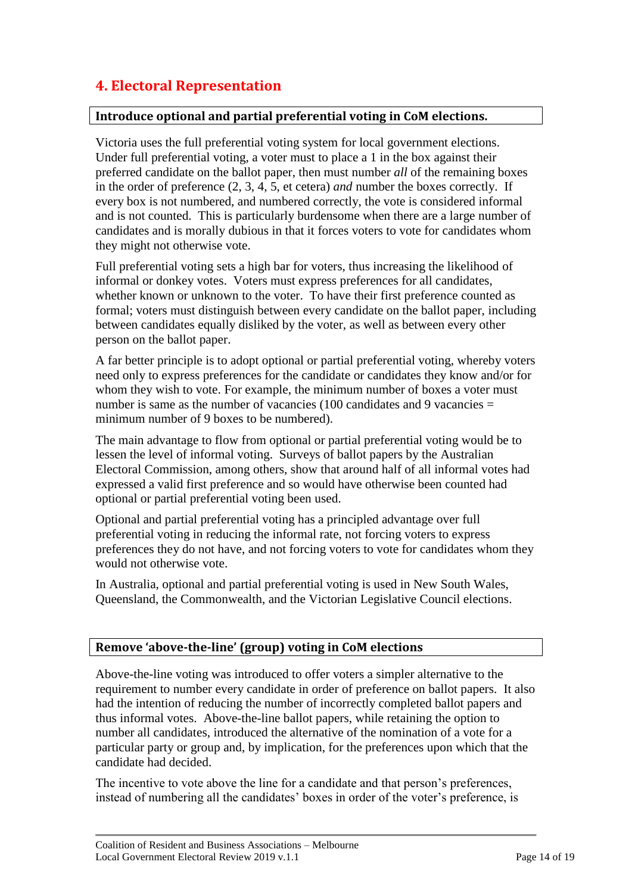## 4. Electoral Representation

### Introduce optional and partial preferential voting in CoM elections.

Victoria uses the full preferential voting system for local government elections. Under full preferential voting, a voter must to place a 1 in the box against their preferred candidate on the ballot paper, then must number *all* of the remaining boxes in the order of preference (2, 3, 4, 5, et cetera) *and* number the boxes correctly. If every box is not numbered, and numbered correctly, the vote is considered informal and is not counted. This is particularly burdensome when there are a large number of candidates and is morally dubious in that it forces voters to vote for candidates whom they might not otherwise vote.

Full preferential voting sets a high bar for voters, thus increasing the likelihood of informal or donkey votes. Voters must express preferences for all candidates, whether known or unknown to the voter. To have their first preference counted as formal; voters must distinguish between every candidate on the ballot paper, including between candidates equally disliked by the voter, as well as between every other person on the ballot paper.

A far better principle is to adopt optional or partial preferential voting, whereby voters need only to express preferences for the candidate or candidates they know and/or for whom they wish to vote. For example, the minimum number of boxes a voter must number is same as the number of vacancies (100 candidates and 9 vacancies = minimum number of 9 boxes to be numbered).

The main advantage to flow from optional or partial preferential voting would be to lessen the level of informal voting. Surveys of ballot papers by the Australian Electoral Commission, among others, show that around half of all informal votes had expressed a valid first preference and so would have otherwise been counted had optional or partial preferential voting been used.

Optional and partial preferential voting has a principled advantage over full preferential voting in reducing the informal rate, not forcing voters to express preferences they do not have, and not forcing voters to vote for candidates whom they would not otherwise vote.

In Australia, optional and partial preferential voting is used in New South Wales, Queensland, the Commonwealth, and the Victorian Legislative Council elections.

### Remove 'above-the-line' (group) voting in CoM elections

Above-the-line voting was introduced to offer voters a simpler alternative to the requirement to number every candidate in order of preference on ballot papers. It also had the intention of reducing the number of incorrectly completed ballot papers and thus informal votes. Above-the-line ballot papers, while retaining the option to number all candidates, introduced the alternative of the nomination of a vote for a particular party or group and, by implication, for the preferences upon which that the candidate had decided.

The incentive to vote above the line for a candidate and that person's preferences, instead of numbering all the candidates' boxes in order of the voter's preference, is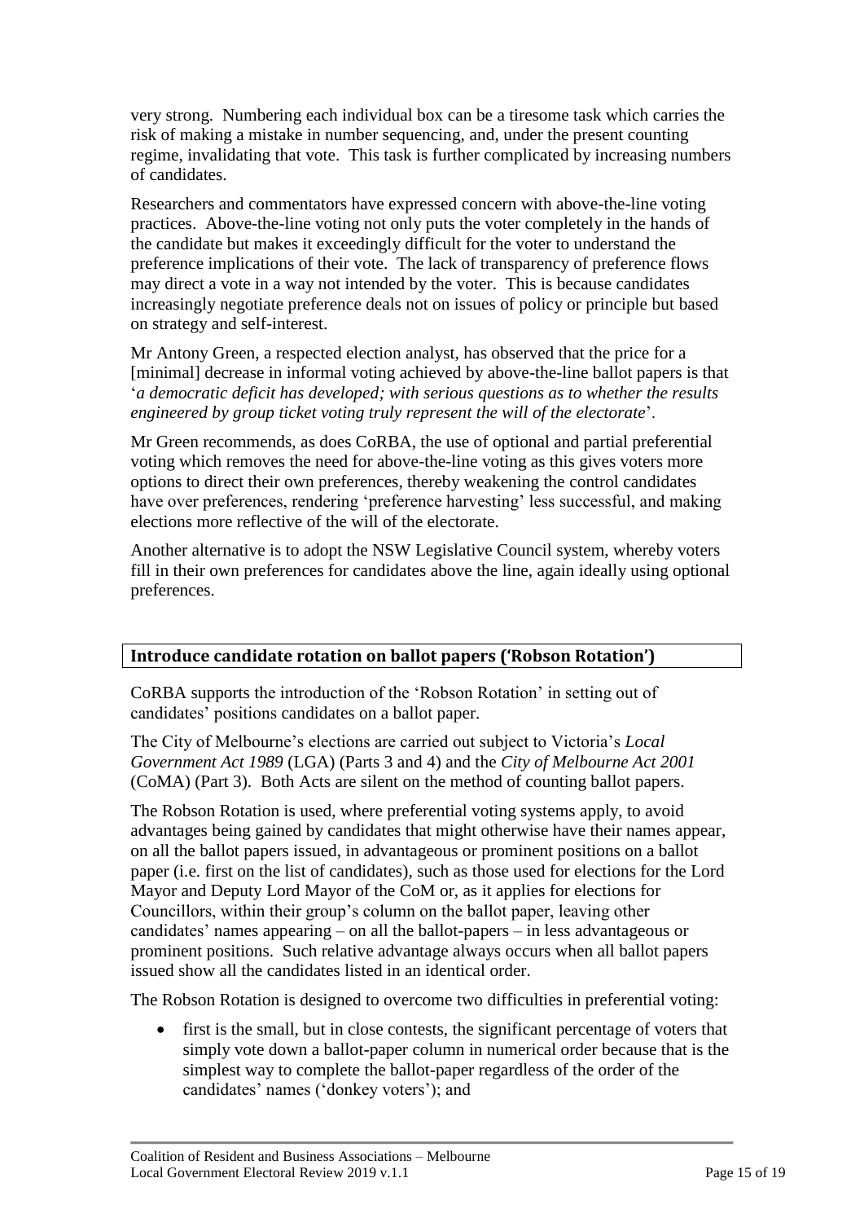very strong. Numbering each individual box can be a tiresome task which carries the risk of making a mistake in number sequencing, and, under the present counting regime, invalidating that vote. This task is further complicated by increasing numbers of candidates.

Researchers and commentators have expressed concern with above-the-line voting practices. Above-the-line voting not only puts the voter completely in the hands of the candidate but makes it exceedingly difficult for the voter to understand the preference implications of their vote. The lack of transparency of preference flows may direct a vote in a way not intended by the voter. This is because candidates increasingly negotiate preference deals not on issues of policy or principle but based on strategy and self-interest.

Mr Antony Green, a respected election analyst, has observed that the price for a [minimal] decrease in informal voting achieved by above-the-line ballot papers is that '*a democratic deficit has developed; with serious questions as to whether the results engineered by group ticket voting truly represent the will of the electorate*'.

Mr Green recommends, as does CoRBA, the use of optional and partial preferential voting which removes the need for above-the-line voting as this gives voters more options to direct their own preferences, thereby weakening the control candidates have over preferences, rendering 'preference harvesting' less successful, and making elections more reflective of the will of the electorate.

Another alternative is to adopt the NSW Legislative Council system, whereby voters fill in their own preferences for candidates above the line, again ideally using optional preferences.

## Introduce candidate rotation on ballot papers ('Robson Rotation')

CoRBA supports the introduction of the 'Robson Rotation' in setting out of candidates' positions candidates on a ballot paper.

The City of Melbourne's elections are carried out subject to Victoria's *Local Government Act 1989* (LGA) (Parts 3 and 4) and the *City of Melbourne Act 2001* (CoMA) (Part 3). Both Acts are silent on the method of counting ballot papers.

The Robson Rotation is used, where preferential voting systems apply, to avoid advantages being gained by candidates that might otherwise have their names appear, on all the ballot papers issued, in advantageous or prominent positions on a ballot paper (i.e. first on the list of candidates), such as those used for elections for the Lord Mayor and Deputy Lord Mayor of the CoM or, as it applies for elections for Councillors, within their group's column on the ballot paper, leaving other candidates' names appearing – on all the ballot-papers – in less advantageous or prominent positions. Such relative advantage always occurs when all ballot papers issued show all the candidates listed in an identical order.

The Robson Rotation is designed to overcome two difficulties in preferential voting:

- first is the small, but in close contests, the significant percentage of voters that simply vote down a ballot-paper column in numerical order because that is the simplest way to complete the ballot-paper regardless of the order of the candidates' names ('donkey voters'); and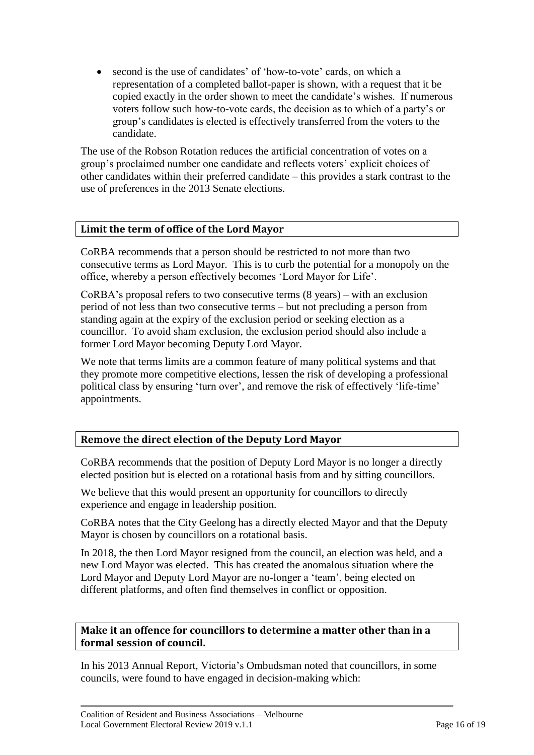- second is the use of candidates' of 'how-to-vote' cards, on which a representation of a completed ballot-paper is shown, with a request that it be copied exactly in the order shown to meet the candidate's wishes. If numerous voters follow such how-to-vote cards, the decision as to which of a party's or group's candidates is elected is effectively transferred from the voters to the candidate.

The use of the Robson Rotation reduces the artificial concentration of votes on a group's proclaimed number one candidate and reflects voters' explicit choices of other candidates within their preferred candidate – this provides a stark contrast to the use of preferences in the 2013 Senate elections.

## Limit the term of office of the Lord Mayor

CoRBA recommends that a person should be restricted to not more than two consecutive terms as Lord Mayor. This is to curb the potential for a monopoly on the office, whereby a person effectively becomes 'Lord Mayor for Life'.

CoRBA's proposal refers to two consecutive terms (8 years) – with an exclusion period of not less than two consecutive terms – but not precluding a person from standing again at the expiry of the exclusion period or seeking election as a councillor. To avoid sham exclusion, the exclusion period should also include a former Lord Mayor becoming Deputy Lord Mayor.

We note that terms limits are a common feature of many political systems and that they promote more competitive elections, lessen the risk of developing a professional political class by ensuring 'turn over', and remove the risk of effectively 'life-time' appointments.

## Remove the direct election of the Deputy Lord Mayor

CoRBA recommends that the position of Deputy Lord Mayor is no longer a directly elected position but is elected on a rotational basis from and by sitting councillors.

We believe that this would present an opportunity for councillors to directly experience and engage in leadership position.

CoRBA notes that the City Geelong has a directly elected Mayor and that the Deputy Mayor is chosen by councillors on a rotational basis.

In 2018, the then Lord Mayor resigned from the council, an election was held, and a new Lord Mayor was elected. This has created the anomalous situation where the Lord Mayor and Deputy Lord Mayor are no-longer a 'team', being elected on different platforms, and often find themselves in conflict or opposition.

## Make it an offence for councillors to determine a matter other than in a formal session of council.

In his 2013 Annual Report, Victoria's Ombudsman noted that councillors, in some councils, were found to have engaged in decision-making which: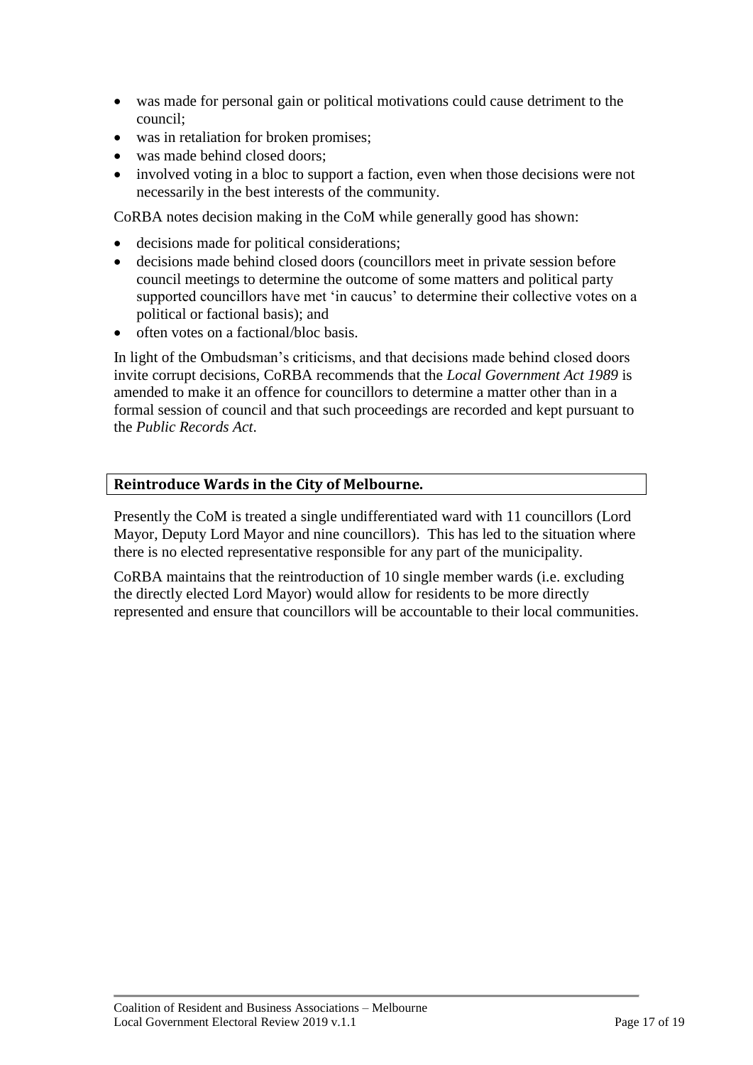- was made for personal gain or political motivations could cause detriment to the council;
- was in retaliation for broken promises;
- was made behind closed doors;
- involved voting in a bloc to support a faction, even when those decisions were not necessarily in the best interests of the community.

CoRBA notes decision making in the CoM while generally good has shown:

- decisions made for political considerations;
- decisions made behind closed doors (councillors meet in private session before council meetings to determine the outcome of some matters and political party supported councillors have met 'in caucus' to determine their collective votes on a political or factional basis); and
- often votes on a factional/bloc basis.

In light of the Ombudsman's criticisms, and that decisions made behind closed doors invite corrupt decisions, CoRBA recommends that the *Local Government Act 1989* is amended to make it an offence for councillors to determine a matter other than in a formal session of council and that such proceedings are recorded and kept pursuant to the *Public Records Act*.

### Reintroduce Wards in the City of Melbourne.

Presently the CoM is treated a single undifferentiated ward with 11 councillors (Lord Mayor, Deputy Lord Mayor and nine councillors). This has led to the situation where there is no elected representative responsible for any part of the municipality.

CoRBA maintains that the reintroduction of 10 single member wards (i.e. excluding the directly elected Lord Mayor) would allow for residents to be more directly represented and ensure that councillors will be accountable to their local communities.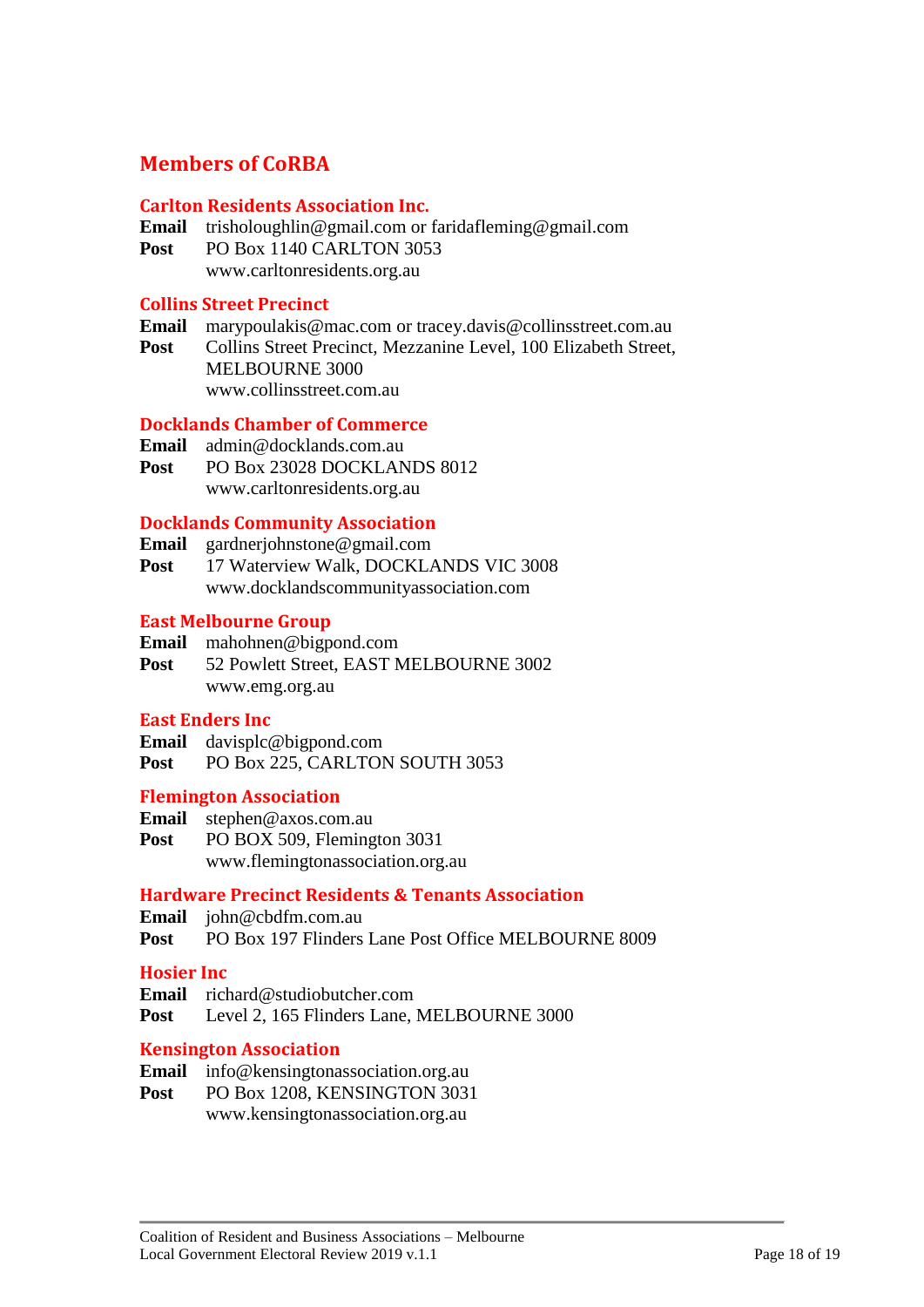## Members of CoRBA

### Carlton Residents Association Inc.

**Email** trisholoughlin@gmail.com or faridafleming@gmail.com
**Post** PO Box 1140 CARLTON 3053
www.carltonresidents.org.au

### Collins Street Precinct

**Email** marypoulakis@mac.com or tracey.davis@collinsstreet.com.au
**Post** Collins Street Precinct, Mezzanine Level, 100 Elizabeth Street, MELBOURNE 3000
www.collinsstreet.com.au

### Docklands Chamber of Commerce

**Email** admin@docklands.com.au
**Post** PO Box 23028 DOCKLANDS 8012
www.carltonresidents.org.au

### Docklands Community Association

**Email** gardnerjohnstone@gmail.com
**Post** 17 Waterview Walk, DOCKLANDS VIC 3008
www.docklandscommunityassociation.com

### East Melbourne Group

**Email** mahohnen@bigpond.com
**Post** 52 Powlett Street, EAST MELBOURNE 3002
www.emg.org.au

### East Enders Inc

**Email** davisplc@bigpond.com
**Post** PO Box 225, CARLTON SOUTH 3053

### Flemington Association

**Email** stephen@axos.com.au
**Post** PO BOX 509, Flemington 3031
www.flemingtonassociation.org.au

### Hardware Precinct Residents & Tenants Association

**Email** john@cbdfm.com.au
**Post** PO Box 197 Flinders Lane Post Office MELBOURNE 8009

### Hosier Inc

**Email** richard@studiobutcher.com
**Post** Level 2, 165 Flinders Lane, MELBOURNE 3000

### Kensington Association

**Email** info@kensingtonassociation.org.au
**Post** PO Box 1208, KENSINGTON 3031
www.kensingtonassociation.org.au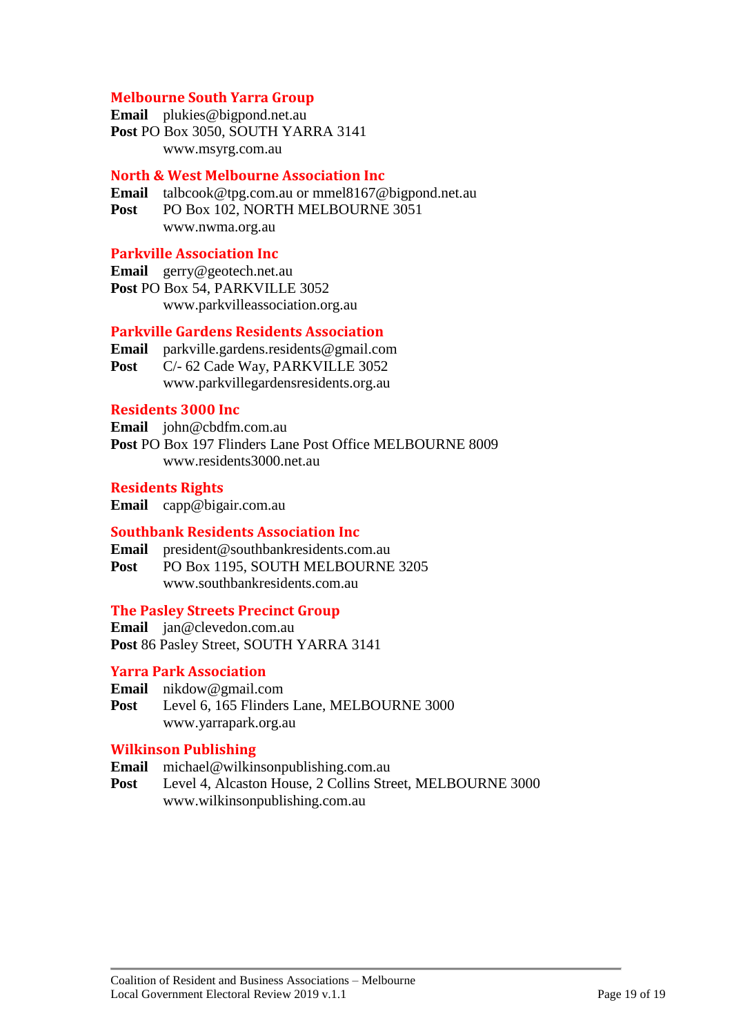### Melbourne South Yarra Group

**Email** plukies@bigpond.net.au
**Post** PO Box 3050, SOUTH YARRA 3141
www.msyrg.com.au

### North & West Melbourne Association Inc

**Email** talbcook@tpg.com.au or mmel8167@bigpond.net.au
**Post** PO Box 102, NORTH MELBOURNE 3051
www.nwma.org.au

### Parkville Association Inc

**Email** gerry@geotech.net.au
**Post** PO Box 54, PARKVILLE 3052
www.parkvilleassociation.org.au

### Parkville Gardens Residents Association

**Email** parkville.gardens.residents@gmail.com
**Post** C/- 62 Cade Way, PARKVILLE 3052
www.parkvillegardensresidents.org.au

### Residents 3000 Inc

**Email** john@cbdfm.com.au
**Post** PO Box 197 Flinders Lane Post Office MELBOURNE 8009
www.residents3000.net.au

### Residents Rights

**Email** capp@bigair.com.au

### Southbank Residents Association Inc

**Email** president@southbankresidents.com.au
**Post** PO Box 1195, SOUTH MELBOURNE 3205
www.southbankresidents.com.au

### The Pasley Streets Precinct Group

**Email** jan@clevedon.com.au
**Post** 86 Pasley Street, SOUTH YARRA 3141

### Yarra Park Association

**Email** nikdow@gmail.com
**Post** Level 6, 165 Flinders Lane, MELBOURNE 3000
www.yarrapark.org.au

### Wilkinson Publishing

**Email** michael@wilkinsonpublishing.com.au
**Post** Level 4, Alcaston House, 2 Collins Street, MELBOURNE 3000
www.wilkinsonpublishing.com.au